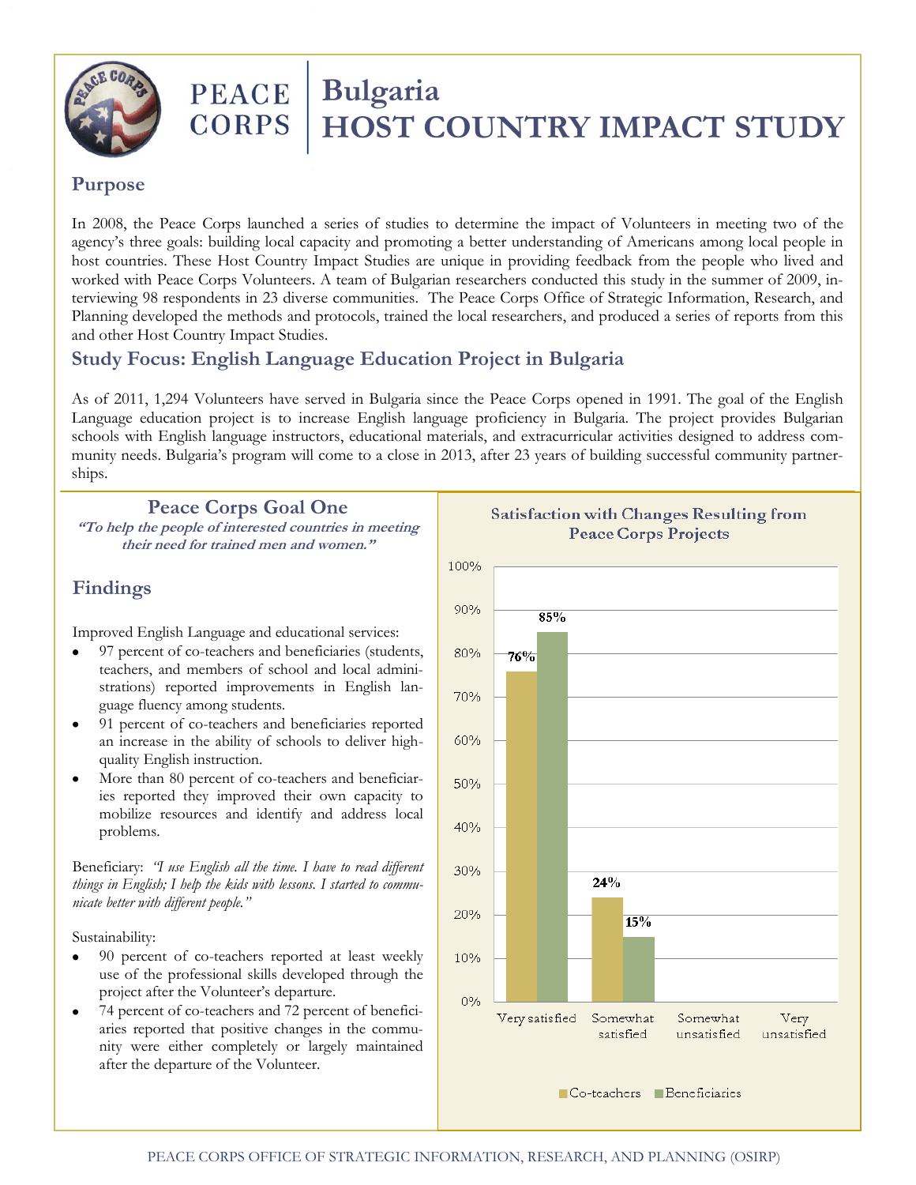# PEACE CORPS | Bulgaria HOST COUNTRY IMPACT STUDY

## Purpose

In 2008, the Peace Corps launched a series of studies to determine the impact of Volunteers in meeting two of the agency's three goals: building local capacity and promoting a better understanding of Americans among local people in host countries. These Host Country Impact Studies are unique in providing feedback from the people who lived and worked with Peace Corps Volunteers. A team of Bulgarian researchers conducted this study in the summer of 2009, interviewing 98 respondents in 23 diverse communities. The Peace Corps Office of Strategic Information, Research, and Planning developed the methods and protocols, trained the local researchers, and produced a series of reports from this and other Host Country Impact Studies.

## Study Focus: English Language Education Project in Bulgaria

As of 2011, 1,294 Volunteers have served in Bulgaria since the Peace Corps opened in 1991. The goal of the English Language education project is to increase English language proficiency in Bulgaria. The project provides Bulgarian schools with English language instructors, educational materials, and extracurricular activities designed to address community needs. Bulgaria's program will come to a close in 2013, after 23 years of building successful community partnerships.

### Peace Corps Goal One

***"To help the people of interested countries in meeting their need for trained men and women."***

## Findings

Improved English Language and educational services:

- 97 percent of co-teachers and beneficiaries (students, teachers, and members of school and local administrations) reported improvements in English language fluency among students.
- 91 percent of co-teachers and beneficiaries reported an increase in the ability of schools to deliver high-quality English instruction.
- More than 80 percent of co-teachers and beneficiaries reported they improved their own capacity to mobilize resources and identify and address local problems.

Beneficiary: *"I use English all the time. I have to read different things in English; I help the kids with lessons. I started to communicate better with different people."*

Sustainability:

- 90 percent of co-teachers reported at least weekly use of the professional skills developed through the project after the Volunteer's departure.
- 74 percent of co-teachers and 72 percent of beneficiaries reported that positive changes in the community were either completely or largely maintained after the departure of the Volunteer.

**Satisfaction with Changes Resulting from Peace Corps Projects**

| | Co-teachers | Beneficiaries |
|---|---|---|
| Very satisfied | 76% | 85% |
| Somewhat satisfied | 24% | 15% |
| Somewhat unsatisfied | | |
| Very unsatisfied | | |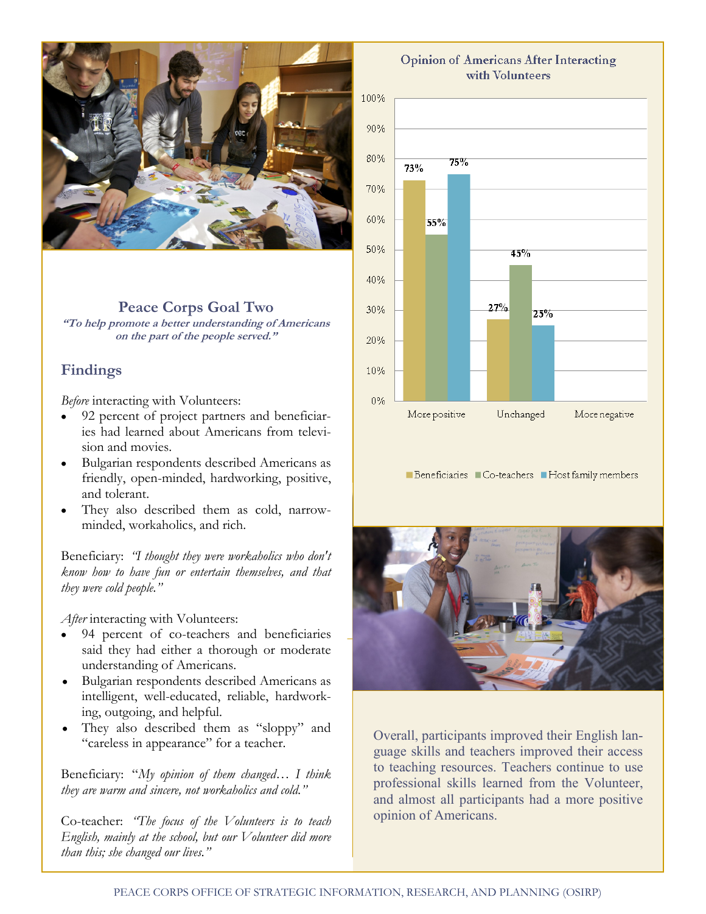## Peace Corps Goal Two

***"To help promote a better understanding of Americans on the part of the people served."***

### Findings

*Before* interacting with Volunteers:

- 92 percent of project partners and beneficiaries had learned about Americans from television and movies.
- Bulgarian respondents described Americans as friendly, open-minded, hardworking, positive, and tolerant.
- They also described them as cold, narrow-minded, workaholics, and rich.

Beneficiary: *"I thought they were workaholics who don't know how to have fun or entertain themselves, and that they were cold people."*

*After* interacting with Volunteers:

- 94 percent of co-teachers and beneficiaries said they had either a thorough or moderate understanding of Americans.
- Bulgarian respondents described Americans as intelligent, well-educated, reliable, hardworking, outgoing, and helpful.
- They also described them as "sloppy" and "careless in appearance" for a teacher.

Beneficiary: "*My opinion of them changed… I think they are warm and sincere, not workaholics and cold."*

Co-teacher: *"The focus of the Volunteers is to teach English, mainly at the school, but our Volunteer did more than this; she changed our lives."*

Opinion of Americans After Interacting with Volunteers

100%
90%
80%
70%
60%
50%
40%
30%
20%
10%
0%

73%
55%
75%
27%
45%
25%

More positive
Unchanged
More negative

Beneficiaries
Co-teachers
Host family members

Overall, participants improved their English language skills and teachers improved their access to teaching resources. Teachers continue to use professional skills learned from the Volunteer, and almost all participants had a more positive opinion of Americans.